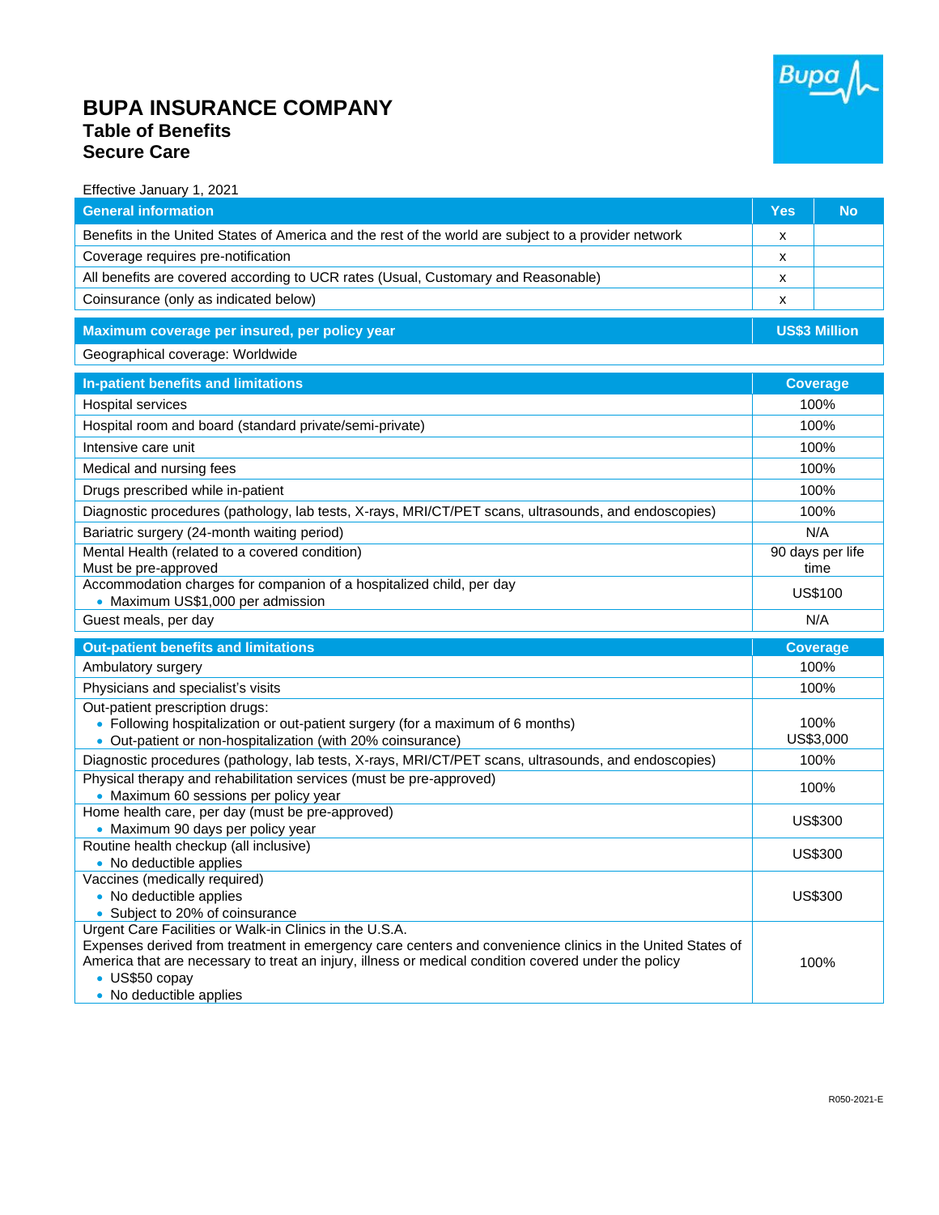# BUPA INSURANCE COMPANY
## Table of Benefits
## Secure Care

Effective January 1, 2021

| General information | Yes | No |
|---|---|---|
| Benefits in the United States of America and the rest of the world are subject to a provider network | x | |
| Coverage requires pre-notification | x | |
| All benefits are covered according to UCR rates (Usual, Customary and Reasonable) | x | |
| Coinsurance (only as indicated below) | x | |

| Maximum coverage per insured, per policy year | US$3 Million |
|---|---|
| Geographical coverage: Worldwide | |

| In-patient benefits and limitations | Coverage |
|---|---|
| Hospital services | 100% |
| Hospital room and board (standard private/semi-private) | 100% |
| Intensive care unit | 100% |
| Medical and nursing fees | 100% |
| Drugs prescribed while in-patient | 100% |
| Diagnostic procedures (pathology, lab tests, X-rays, MRI/CT/PET scans, ultrasounds, and endoscopies) | 100% |
| Bariatric surgery (24-month waiting period) | N/A |
| Mental Health (related to a covered condition)<br>Must be pre-approved | 90 days per life time |
| Accommodation charges for companion of a hospitalized child, per day<br>• Maximum US$1,000 per admission | US$100 |
| Guest meals, per day | N/A |

| Out-patient benefits and limitations | Coverage |
|---|---|
| Ambulatory surgery | 100% |
| Physicians and specialist's visits | 100% |
| Out-patient prescription drugs:<br>• Following hospitalization or out-patient surgery (for a maximum of 6 months)<br>• Out-patient or non-hospitalization (with 20% coinsurance) | 100%<br>US$3,000 |
| Diagnostic procedures (pathology, lab tests, X-rays, MRI/CT/PET scans, ultrasounds, and endoscopies) | 100% |
| Physical therapy and rehabilitation services (must be pre-approved)<br>• Maximum 60 sessions per policy year | 100% |
| Home health care, per day (must be pre-approved)<br>• Maximum 90 days per policy year | US$300 |
| Routine health checkup (all inclusive)<br>• No deductible applies | US$300 |
| Vaccines (medically required)<br>• No deductible applies<br>• Subject to 20% of coinsurance | US$300 |
| Urgent Care Facilities or Walk-in Clinics in the U.S.A.<br>Expenses derived from treatment in emergency care centers and convenience clinics in the United States of America that are necessary to treat an injury, illness or medical condition covered under the policy<br>• US$50 copay<br>• No deductible applies | 100% |

R050-2021-E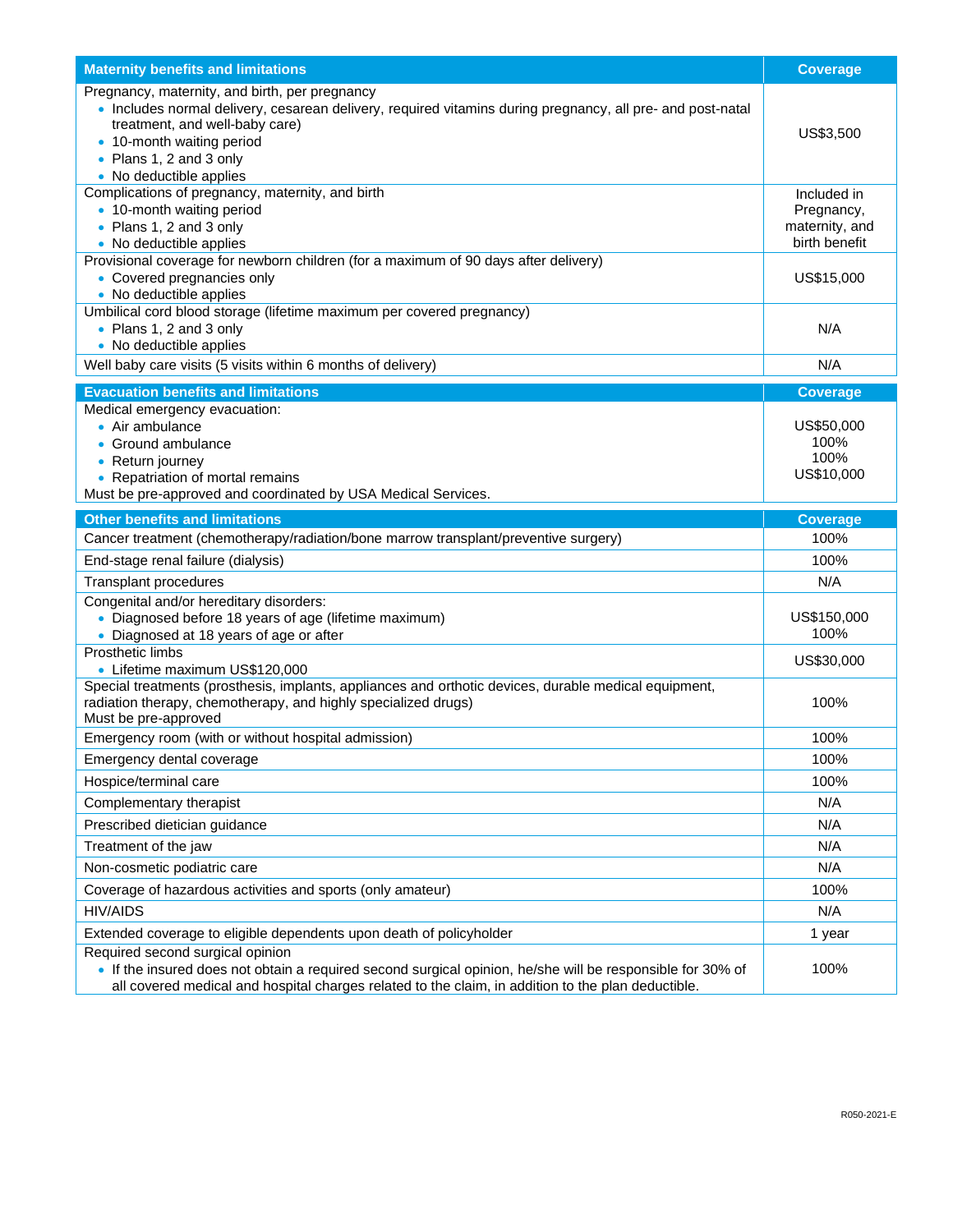| Maternity benefits and limitations | Coverage |
|---|---|
| Pregnancy, maternity, and birth, per pregnancy<br>• Includes normal delivery, cesarean delivery, required vitamins during pregnancy, all pre- and post-natal treatment, and well-baby care)<br>• 10-month waiting period<br>• Plans 1, 2 and 3 only<br>• No deductible applies | US$3,500 |
| Complications of pregnancy, maternity, and birth<br>• 10-month waiting period<br>• Plans 1, 2 and 3 only<br>• No deductible applies | Included in Pregnancy, maternity, and birth benefit |
| Provisional coverage for newborn children (for a maximum of 90 days after delivery)<br>• Covered pregnancies only<br>• No deductible applies | US$15,000 |
| Umbilical cord blood storage (lifetime maximum per covered pregnancy)<br>• Plans 1, 2 and 3 only<br>• No deductible applies | N/A |
| Well baby care visits (5 visits within 6 months of delivery) | N/A |

| Evacuation benefits and limitations | Coverage |
|---|---|
| Medical emergency evacuation:<br>• Air ambulance<br>• Ground ambulance<br>• Return journey<br>• Repatriation of mortal remains<br>Must be pre-approved and coordinated by USA Medical Services. | US$50,000<br>100%<br>100%<br>US$10,000 |

| Other benefits and limitations | Coverage |
|---|---|
| Cancer treatment (chemotherapy/radiation/bone marrow transplant/preventive surgery) | 100% |
| End-stage renal failure (dialysis) | 100% |
| Transplant procedures | N/A |
| Congenital and/or hereditary disorders:<br>• Diagnosed before 18 years of age (lifetime maximum)<br>• Diagnosed at 18 years of age or after | US$150,000<br>100% |
| Prosthetic limbs<br>• Lifetime maximum US$120,000 | US$30,000 |
| Special treatments (prosthesis, implants, appliances and orthotic devices, durable medical equipment, radiation therapy, chemotherapy, and highly specialized drugs)<br>Must be pre-approved | 100% |
| Emergency room (with or without hospital admission) | 100% |
| Emergency dental coverage | 100% |
| Hospice/terminal care | 100% |
| Complementary therapist | N/A |
| Prescribed dietician guidance | N/A |
| Treatment of the jaw | N/A |
| Non-cosmetic podiatric care | N/A |
| Coverage of hazardous activities and sports (only amateur) | 100% |
| HIV/AIDS | N/A |
| Extended coverage to eligible dependents upon death of policyholder | 1 year |
| Required second surgical opinion<br>• If the insured does not obtain a required second surgical opinion, he/she will be responsible for 30% of all covered medical and hospital charges related to the claim, in addition to the plan deductible. | 100% |

R050-2021-E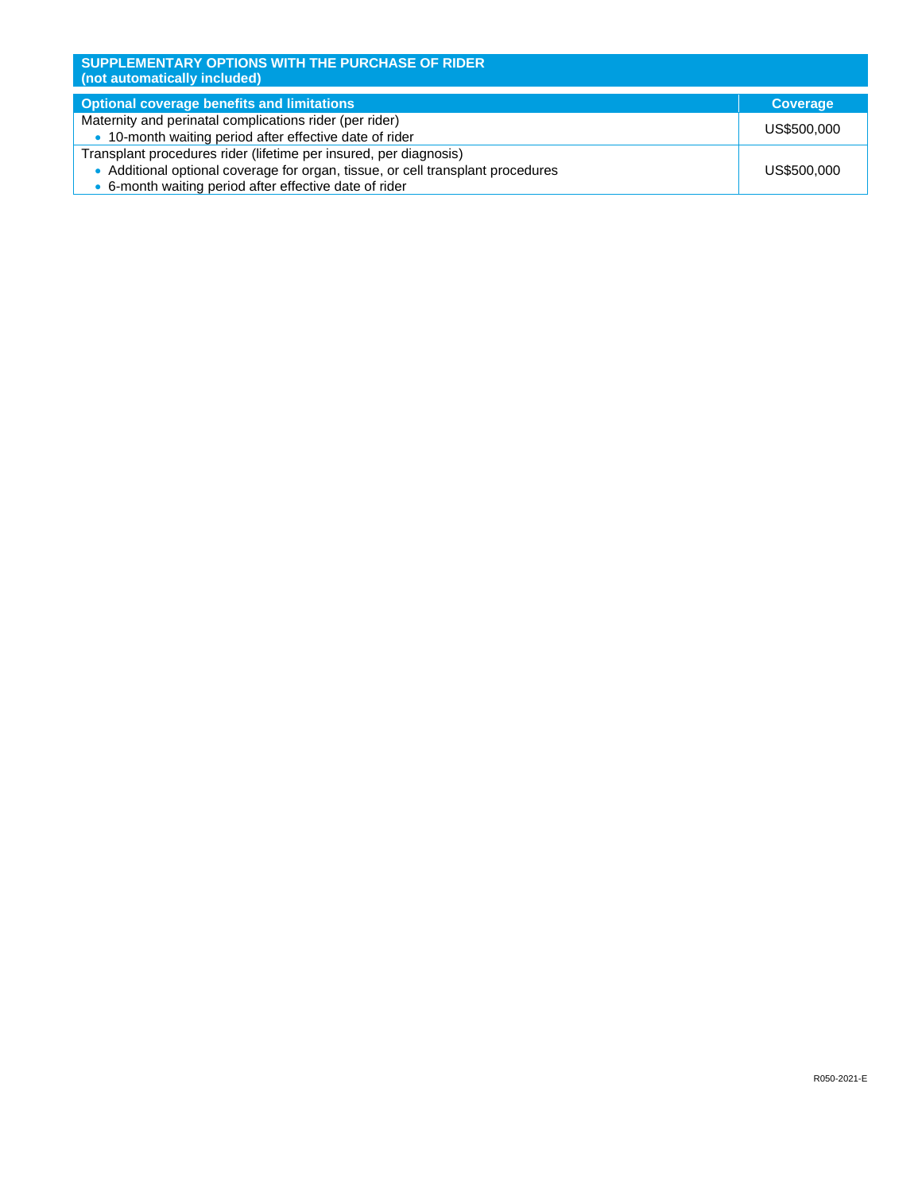## SUPPLEMENTARY OPTIONS WITH THE PURCHASE OF RIDER (not automatically included)

| Optional coverage benefits and limitations | Coverage |
| --- | --- |
| Maternity and perinatal complications rider (per rider)<br>• 10-month waiting period after effective date of rider | US$500,000 |
| Transplant procedures rider (lifetime per insured, per diagnosis)<br>• Additional optional coverage for organ, tissue, or cell transplant procedures<br>• 6-month waiting period after effective date of rider | US$500,000 |

R050-2021-E